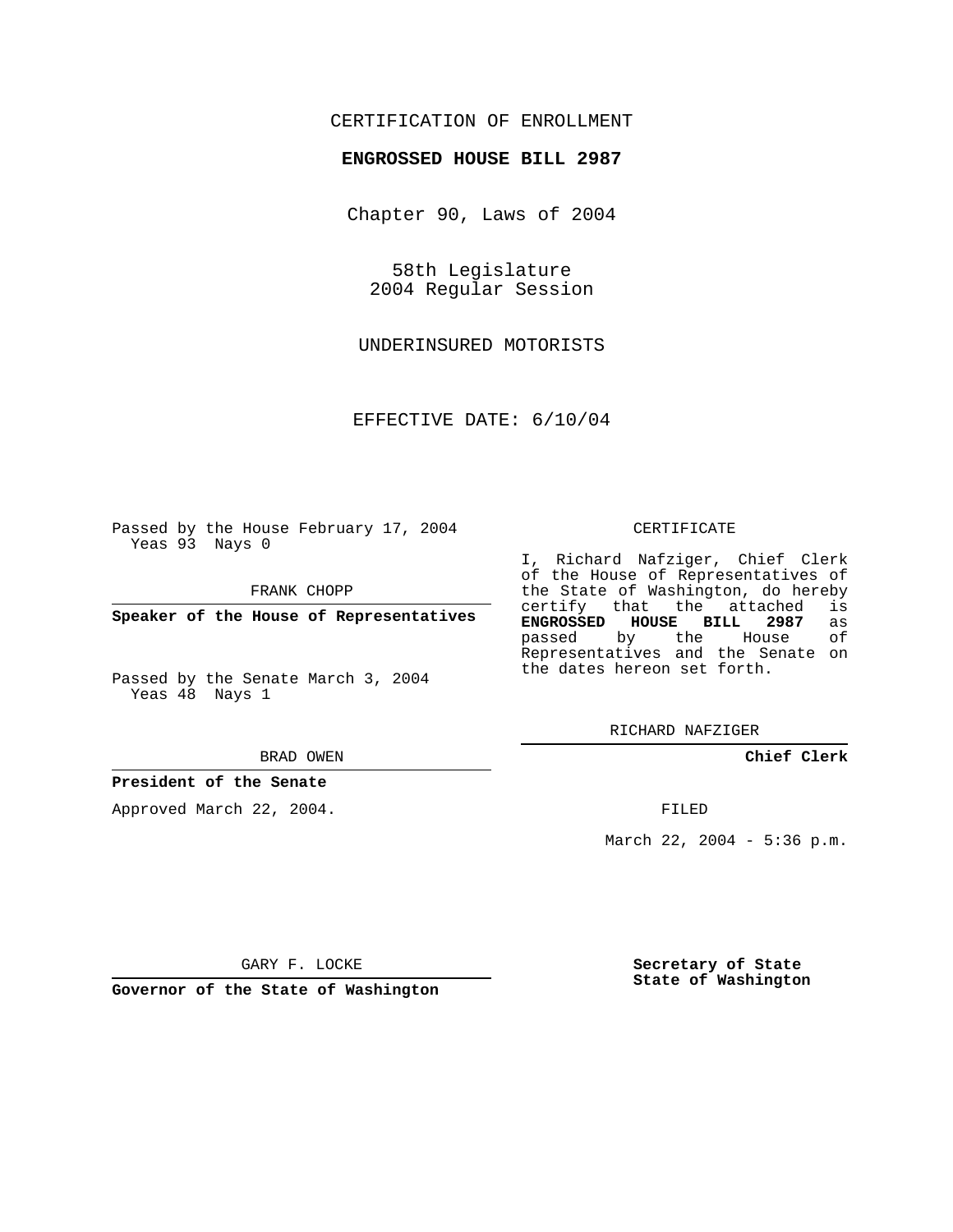CERTIFICATION OF ENROLLMENT

**ENGROSSED HOUSE BILL 2987**

Chapter 90, Laws of 2004

58th Legislature
2004 Regular Session

UNDERINSURED MOTORISTS

EFFECTIVE DATE: 6/10/04

Passed by the House February 17, 2004
Yeas 93 Nays 0

FRANK CHOPP

**Speaker of the House of Representatives**

Passed by the Senate March 3, 2004
Yeas 48 Nays 1

BRAD OWEN

**President of the Senate**

Approved March 22, 2004.

GARY F. LOCKE

**Governor of the State of Washington**

CERTIFICATE

I, Richard Nafziger, Chief Clerk of the House of Representatives of the State of Washington, do hereby certify that the attached is **ENGROSSED HOUSE BILL 2987** as passed by the House of Representatives and the Senate on the dates hereon set forth.

RICHARD NAFZIGER

**Chief Clerk**

FILED

March 22, 2004 - 5:36 p.m.

**Secretary of State**
**State of Washington**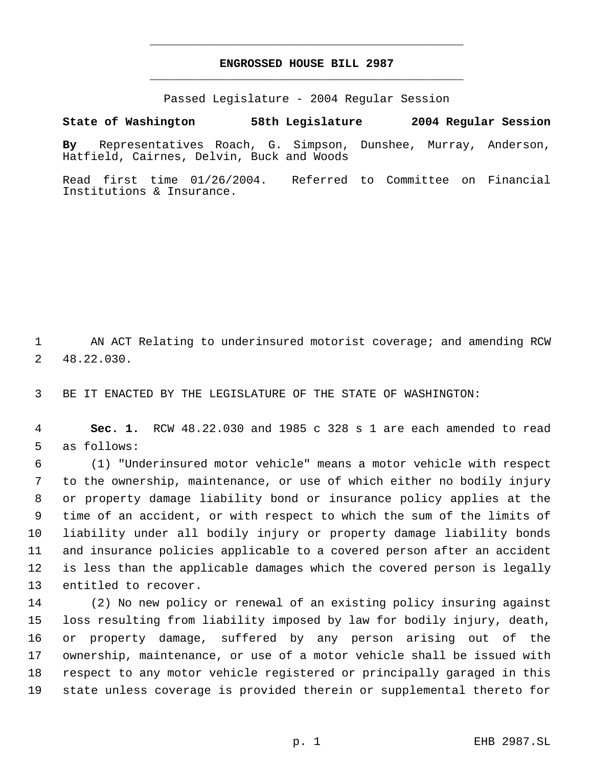# ENGROSSED HOUSE BILL 2987

Passed Legislature - 2004 Regular Session

**State of Washington 58th Legislature 2004 Regular Session**

**By** Representatives Roach, G. Simpson, Dunshee, Murray, Anderson, Hatfield, Cairnes, Delvin, Buck and Woods

Read first time 01/26/2004. Referred to Committee on Financial Institutions & Insurance.

AN ACT Relating to underinsured motorist coverage; and amending RCW 48.22.030.

BE IT ENACTED BY THE LEGISLATURE OF THE STATE OF WASHINGTON:

**Sec. 1.** RCW 48.22.030 and 1985 c 328 s 1 are each amended to read as follows:

(1) "Underinsured motor vehicle" means a motor vehicle with respect to the ownership, maintenance, or use of which either no bodily injury or property damage liability bond or insurance policy applies at the time of an accident, or with respect to which the sum of the limits of liability under all bodily injury or property damage liability bonds and insurance policies applicable to a covered person after an accident is less than the applicable damages which the covered person is legally entitled to recover.

(2) No new policy or renewal of an existing policy insuring against loss resulting from liability imposed by law for bodily injury, death, or property damage, suffered by any person arising out of the ownership, maintenance, or use of a motor vehicle shall be issued with respect to any motor vehicle registered or principally garaged in this state unless coverage is provided therein or supplemental thereto for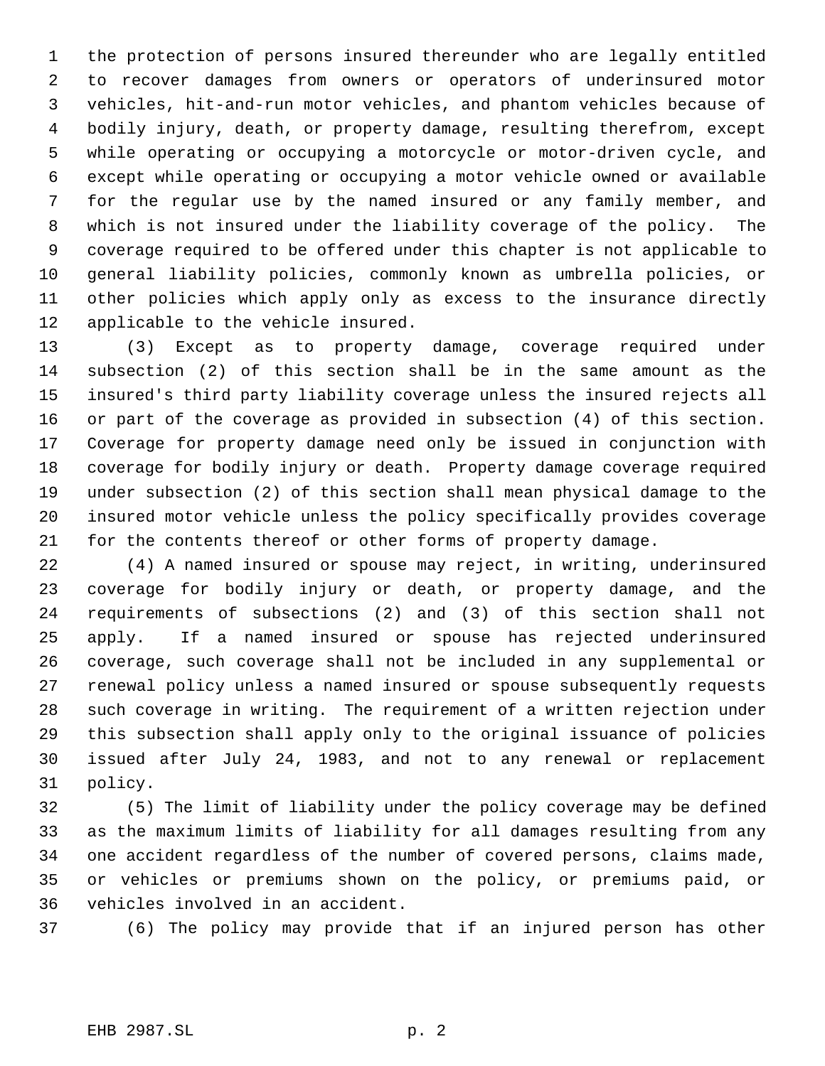the protection of persons insured thereunder who are legally entitled to recover damages from owners or operators of underinsured motor vehicles, hit-and-run motor vehicles, and phantom vehicles because of bodily injury, death, or property damage, resulting therefrom, except while operating or occupying a motorcycle or motor-driven cycle, and except while operating or occupying a motor vehicle owned or available for the regular use by the named insured or any family member, and which is not insured under the liability coverage of the policy. The coverage required to be offered under this chapter is not applicable to general liability policies, commonly known as umbrella policies, or other policies which apply only as excess to the insurance directly applicable to the vehicle insured.

(3) Except as to property damage, coverage required under subsection (2) of this section shall be in the same amount as the insured's third party liability coverage unless the insured rejects all or part of the coverage as provided in subsection (4) of this section. Coverage for property damage need only be issued in conjunction with coverage for bodily injury or death. Property damage coverage required under subsection (2) of this section shall mean physical damage to the insured motor vehicle unless the policy specifically provides coverage for the contents thereof or other forms of property damage.

(4) A named insured or spouse may reject, in writing, underinsured coverage for bodily injury or death, or property damage, and the requirements of subsections (2) and (3) of this section shall not apply. If a named insured or spouse has rejected underinsured coverage, such coverage shall not be included in any supplemental or renewal policy unless a named insured or spouse subsequently requests such coverage in writing. The requirement of a written rejection under this subsection shall apply only to the original issuance of policies issued after July 24, 1983, and not to any renewal or replacement policy.

(5) The limit of liability under the policy coverage may be defined as the maximum limits of liability for all damages resulting from any one accident regardless of the number of covered persons, claims made, or vehicles or premiums shown on the policy, or premiums paid, or vehicles involved in an accident.

(6) The policy may provide that if an injured person has other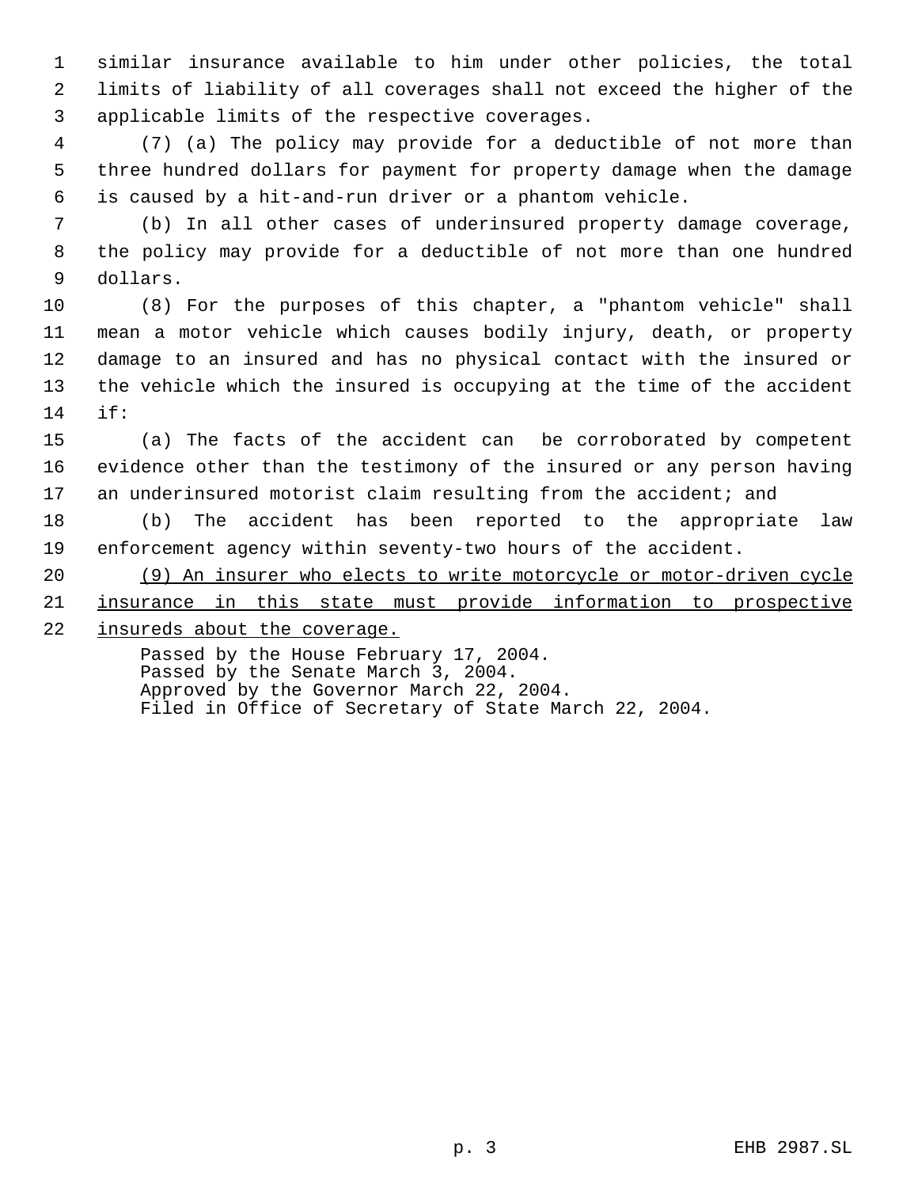similar insurance available to him under other policies, the total limits of liability of all coverages shall not exceed the higher of the applicable limits of the respective coverages.

(7) (a) The policy may provide for a deductible of not more than three hundred dollars for payment for property damage when the damage is caused by a hit-and-run driver or a phantom vehicle.

(b) In all other cases of underinsured property damage coverage, the policy may provide for a deductible of not more than one hundred dollars.

(8) For the purposes of this chapter, a "phantom vehicle" shall mean a motor vehicle which causes bodily injury, death, or property damage to an insured and has no physical contact with the insured or the vehicle which the insured is occupying at the time of the accident if:

(a) The facts of the accident can be corroborated by competent evidence other than the testimony of the insured or any person having an underinsured motorist claim resulting from the accident; and

(b) The accident has been reported to the appropriate law enforcement agency within seventy-two hours of the accident.

<u>(9) An insurer who elects to write motorcycle or motor-driven cycle insurance in this state must provide information to prospective insureds about the coverage.</u>

Passed by the House February 17, 2004.
Passed by the Senate March 3, 2004.
Approved by the Governor March 22, 2004.
Filed in Office of Secretary of State March 22, 2004.